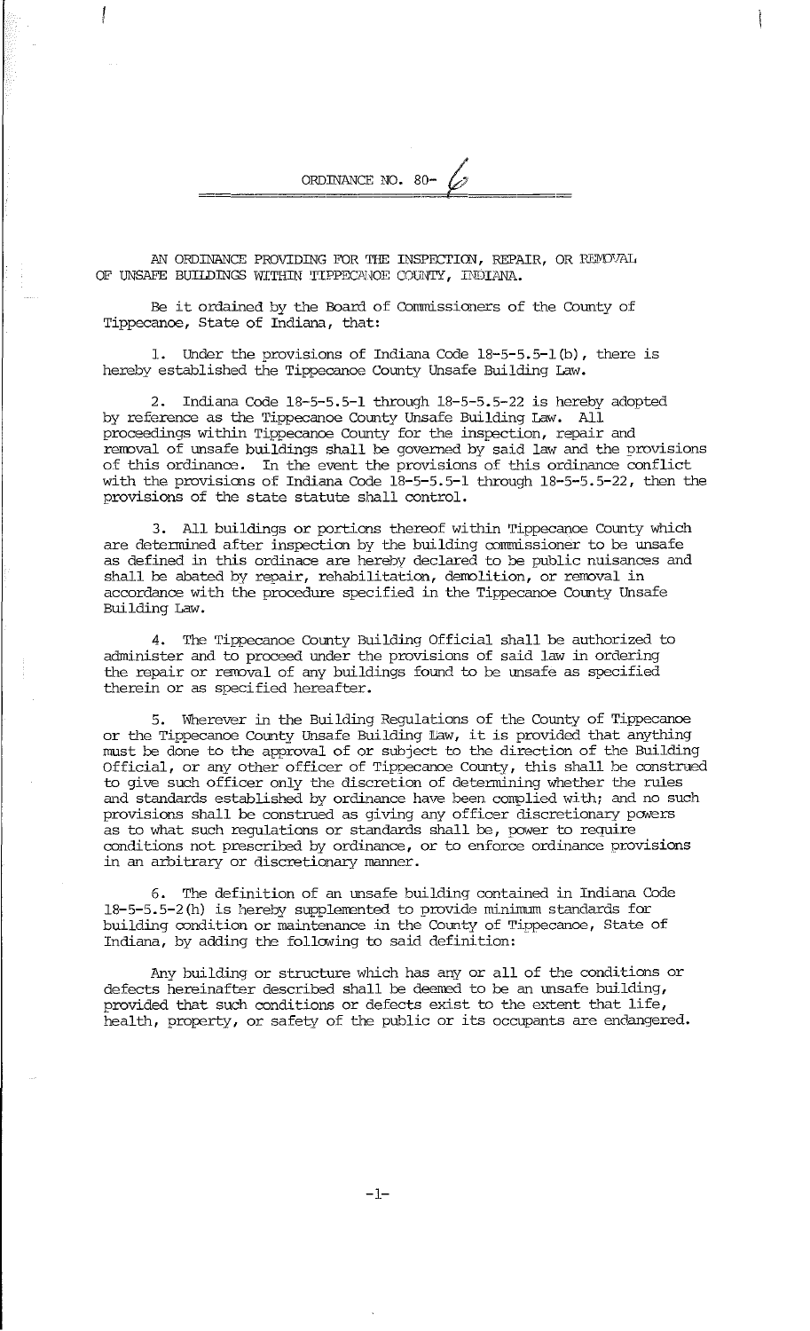# ORDINANCE NO. 80- 6

AN ORDINANCE PROVIDING FOR THE INSPECTION, REPAIR, OR REMOVAL OF UNSAFE BUILDINGS WITHIN TIPPECANOE COUNTY, INDIANA.

Be it ordained by the Board of Commissioners of the County of Tippecanoe, State of Indiana, that:

1. Under the provisions of Indiana Code 18-5-5.5-1(b), there is hereby established the Tippecanoe County Unsafe Building Law.

2. Indiana Code 18-5-5.5-1 through 18-5-5.5-22 is hereby adopted by reference as the Tippecanoe County Unsafe Building Law. All proceedings within Tippecanoe County for the inspection, repair and removal of unsafe buildings shall be governed by said law and the provisions of this ordinance. In the event the provisions of this ordinance conflict with the provisions of Indiana Code 18-5-5.5-1 through 18-5-5.5-22, then the provisions of the state statute shall control.

3. All buildings or portions thereof within Tippecanoe County which are determined after inspection by the building commissioner to be unsafe as defined in this ordinace are hereby declared to be public nuisances and shall be abated by repair, rehabilitation, demolition, or removal in accordance with the procedure specified in the Tippecanoe County Unsafe Building Law.

4. The Tippecanoe County Building Official shall be authorized to administer and to proceed under the provisions of said law in ordering the repair or removal of any buildings found to be unsafe as specified therein or as specified hereafter.

5. Wherever in the Building Regulations of the County of Tippecanoe or the Tippecanoe County Unsafe Building Law, it is provided that anything must be done to the approval of or subject to the direction of the Building Official, or any other officer of Tippecanoe County, this shall be construed to give such officer only the discretion of determining whether the rules and standards established by ordinance have been complied with; and no such provisions shall be construed as giving any officer discretionary powers as to what such regulations or standards shall be, power to require conditions not prescribed by ordinance, or to enforce ordinance provisions in an arbitrary or discretionary manner.

6. The definition of an unsafe building contained in Indiana Code 18-5-5.5-2(h) is hereby supplemented to provide minimum standards for building condition or maintenance in the County of Tippecanoe, State of Indiana, by adding the following to said definition:

Any building or structure which has any or all of the conditions or defects hereinafter described shall be deemed to be an unsafe building, provided that such conditions or defects exist to the extent that life, health, property, or safety of the public or its occupants are endangered.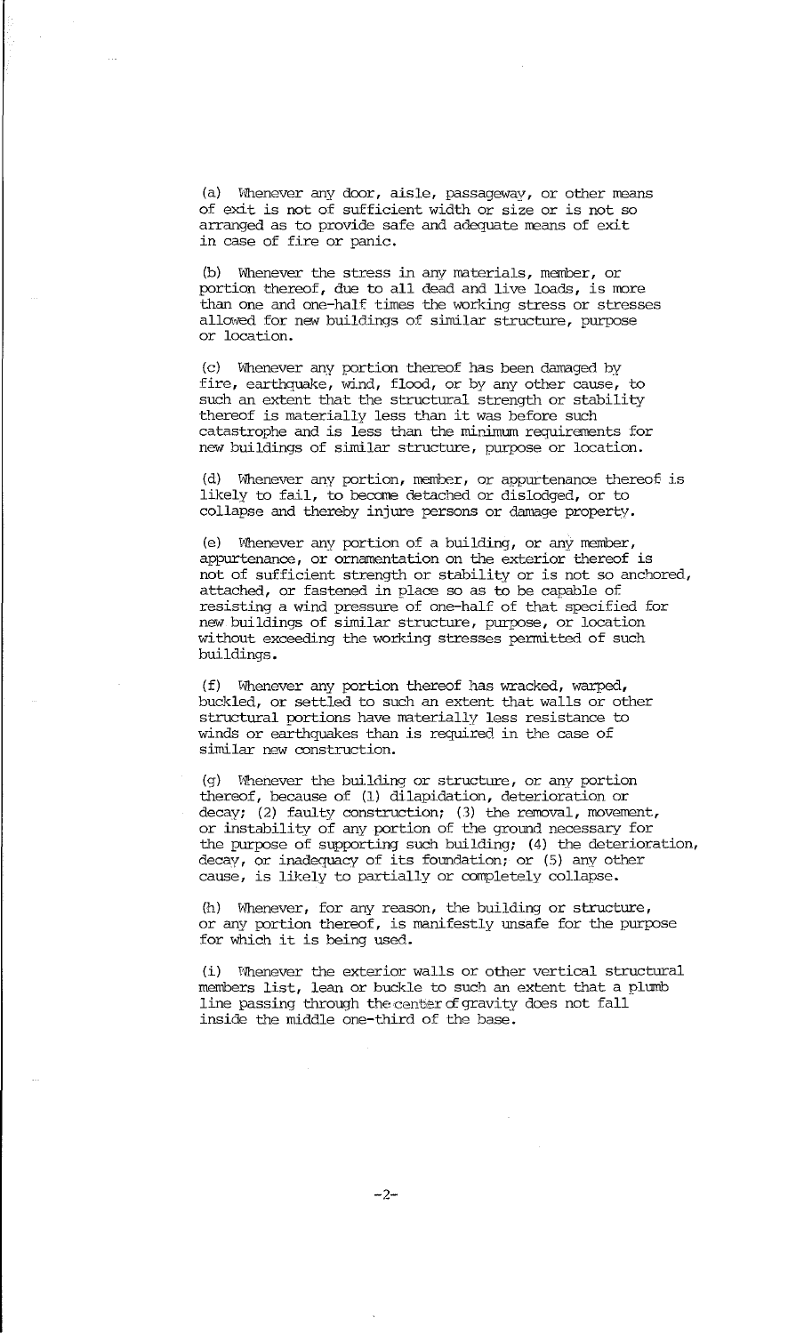(a) Whenever any door, aisle, passageway, or other means of exit is not of sufficient width or size or is not so arranged as to provide safe and adequate means of exit in case of fire or panic.

(b) Whenever the stress in any materials, member, or portion thereof, due to all dead and live loads, is more than one and one-half times the working stress or stresses allowed for new buildings of similar structure, purpose or location.

(c) Whenever any portion thereof has been damaged by fire, earthquake, wind, flood, or by any other cause, to such an extent that the structural strength or stability thereof is materially less than it was before such catastrophe and is less than the minimum requirements for new buildings of similar structure, purpose or location.

(d) Whenever any portion, member, or appurtenance thereof is likely to fail, to become detached or dislodged, or to collapse and thereby injure persons or damage property.

(e) Whenever any portion of a building, or any member, appurtenance, or ornamentation on the exterior thereof is not of sufficient strength or stability or is not so anchored, attached, or fastened in place so as to be capable of resisting a wind pressure of one-half of that specified for new buildings of similar structure, purpose, or location without exceeding the working stresses permitted of such buildings.

(f) Whenever any portion thereof has wracked, warped, buckled, or settled to such an extent that walls or other structural portions have materially less resistance to winds or earthquakes than is required in the case of similar new construction.

(g) Whenever the building or structure, or any portion thereof, because of (1) dilapidation, deterioration or decay; (2) faulty construction; (3) the removal, movement, or instability of any portion of the ground necessary for the purpose of supporting such building; (4) the deterioration, decay, or inadequacy of its foundation; or (5) any other cause, is likely to partially or completely collapse.

(h) Whenever, for any reason, the building or structure, or any portion thereof, is manifestly unsafe for the purpose for which it is being used.

(i) Whenever the exterior walls or other vertical structural members list, lean or buckle to such an extent that a plumb line passing through the center of gravity does not fall inside the middle one-third of the base.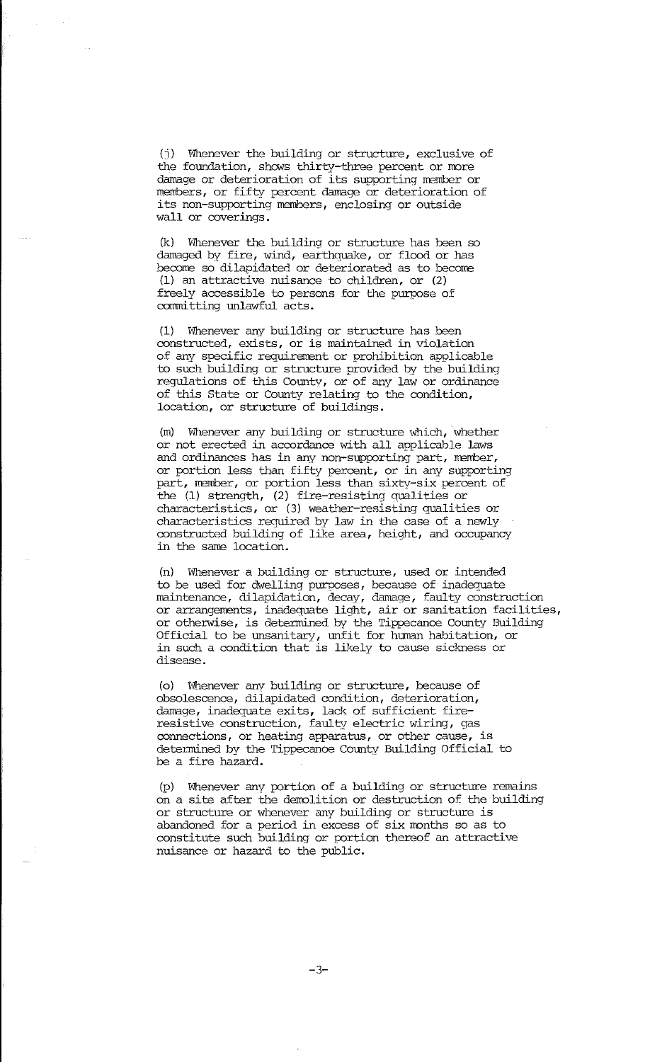(j) Whenever the building or structure, exclusive of the foundation, shows thirty-three percent or more damage or deterioration of its supporting member or members, or fifty percent damage or deterioration of its non-supporting members, enclosing or outside wall or coverings.

(k) Whenever the building or structure has been so damaged by fire, wind, earthquake, or flood or has become so dilapidated or deteriorated as to become (1) an attractive nuisance to children, or (2) freely accessible to persons for the purpose of committing unlawful acts.

(l) Whenever any building or structure has been constructed, exists, or is maintained in violation of any specific requirement or prohibition applicable to such building or structure provided by the building regulations of this County, or of any law or ordinance of this State or County relating to the condition, location, or structure of buildings.

(m) Whenever any building or structure which, whether or not erected in accordance with all applicable laws and ordinances has in any non-supporting part, member, or portion less than fifty percent, or in any supporting part, member, or portion less than sixty-six percent of the (1) strength, (2) fire-resisting qualities or characteristics, or (3) weather-resisting qualities or characteristics required by law in the case of a newly constructed building of like area, height, and occupancy in the same location.

(n) Whenever a building or structure, used or intended to be used for dwelling purposes, because of inadequate maintenance, dilapidation, decay, damage, faulty construction or arrangements, inadequate light, air or sanitation facilities, or otherwise, is determined by the Tippecanoe County Building Official to be unsanitary, unfit for human habitation, or in such a condition that is likely to cause sickness or disease.

(o) Whenever any building or structure, because of obsolescence, dilapidated condition, deterioration, damage, inadequate exits, lack of sufficient fire-resistive construction, faulty electric wiring, gas connections, or heating apparatus, or other cause, is determined by the Tippecanoe County Building Official to be a fire hazard.

(p) Whenever any portion of a building or structure remains on a site after the demolition or destruction of the building or structure or whenever any building or structure is abandoned for a period in excess of six months so as to constitute such building or portion thereof an attractive nuisance or hazard to the public.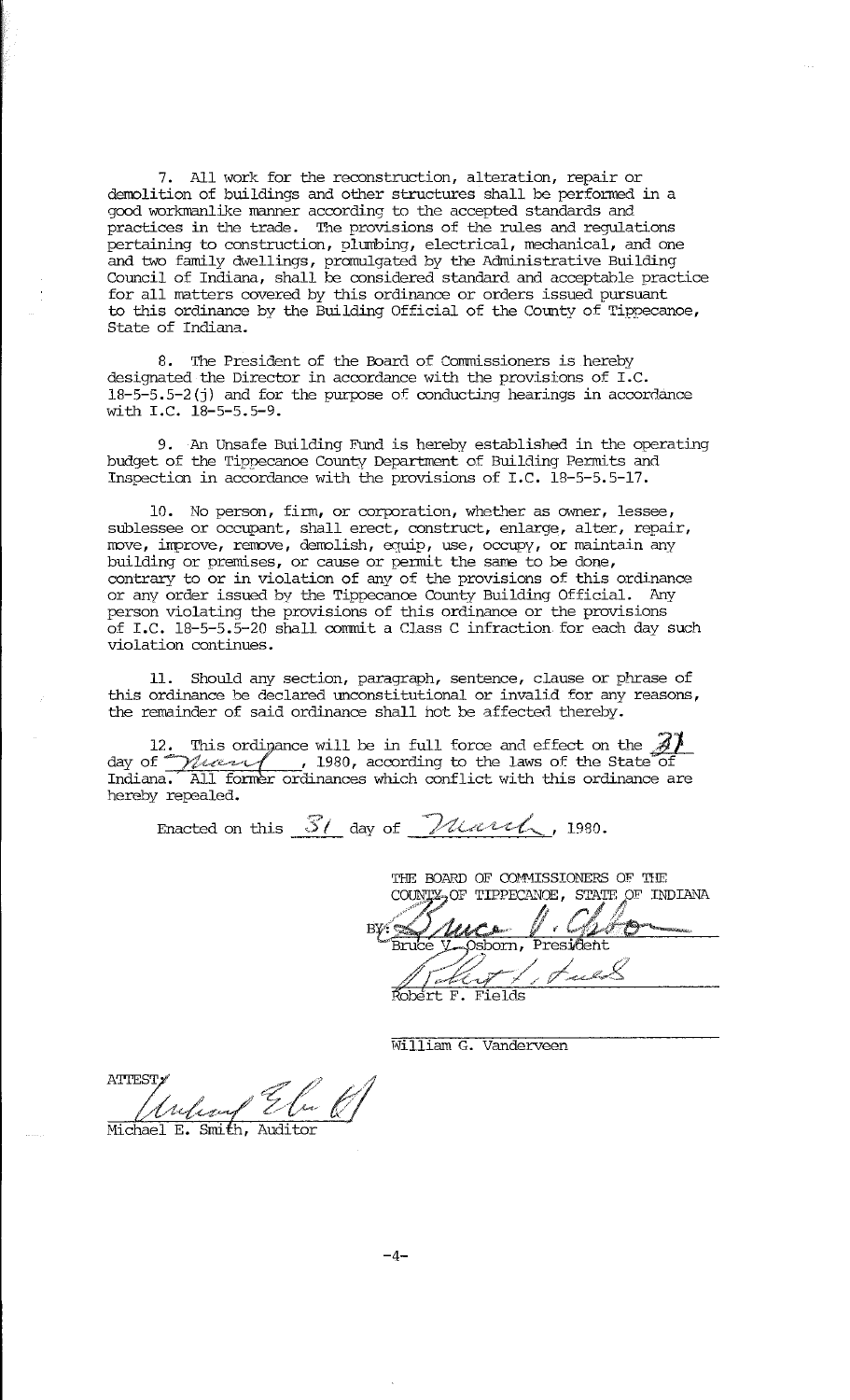7. All work for the reconstruction, alteration, repair or demolition of buildings and other structures shall be performed in a good workmanlike manner according to the accepted standards and practices in the trade. The provisions of the rules and regulations pertaining to construction, plumbing, electrical, mechanical, and one and two family dwellings, promulgated by the Administrative Building Council of Indiana, shall be considered standard and acceptable practice for all matters covered by this ordinance or orders issued pursuant to this ordinance by the Building Official of the County of Tippecanoe, State of Indiana.

8. The President of the Board of Commissioners is hereby designated the Director in accordance with the provisions of I.C. 18-5-5.5-2(j) and for the purpose of conducting hearings in accordance with I.C. 18-5-5.5-9.

9. An Unsafe Building Fund is hereby established in the operating budget of the Tippecanoe County Department of Building Permits and Inspection in accordance with the provisions of I.C. 18-5-5.5-17.

10. No person, firm, or corporation, whether as owner, lessee, sublessee or occupant, shall erect, construct, enlarge, alter, repair, move, improve, remove, demolish, equip, use, occupy, or maintain any building or premises, or cause or permit the same to be done, contrary to or in violation of any of the provisions of this ordinance or any order issued by the Tippecanoe County Building Official. Any person violating the provisions of this ordinance or the provisions of I.C. 18-5-5.5-20 shall commit a Class C infraction for each day such violation continues.

11. Should any section, paragraph, sentence, clause or phrase of this ordinance be declared unconstitutional or invalid for any reasons, the remainder of said ordinance shall not be affected thereby.

12. This ordinance will be in full force and effect on the 31 day of March, 1980, according to the laws of the State of Indiana. All former ordinances which conflict with this ordinance are hereby repealed.

Enacted on this 31 day of March, 1980.

THE BOARD OF COMMISSIONERS OF THE COUNTY OF TIPPECANOE, STATE OF INDIANA

BY: Bruce V. Osborn
Bruce V. Osborn, President

Robert F. Fields
Robert F. Fields

William G. Vanderveen

ATTEST: Michael E. Smith
Michael E. Smith, Auditor